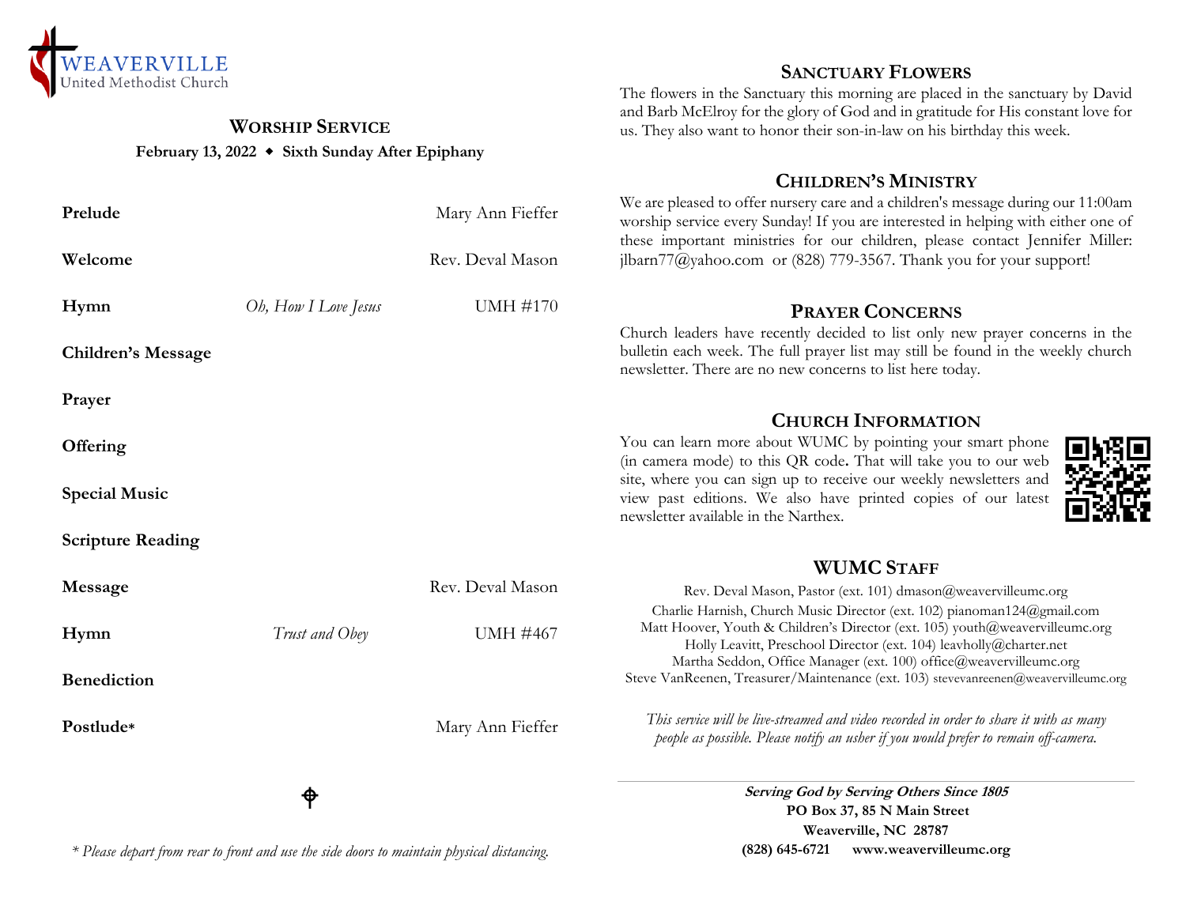WEAVERVILLE
United Methodist Church

## Worship Service

**February 13, 2022 ◆ Sixth Sunday After Epiphany**

| | | |
|---|---|---|
| **Prelude** | | Mary Ann Fieffer |
| **Welcome** | | Rev. Deval Mason |
| **Hymn** | *Oh, How I Love Jesus* | UMH #170 |
| **Children's Message** | | |
| **Prayer** | | |
| **Offering** | | |
| **Special Music** | | |
| **Scripture Reading** | | |
| **Message** | | Rev. Deval Mason |
| **Hymn** | *Trust and Obey* | UMH #467 |
| **Benediction** | | |
| **Postlude*** | | Mary Ann Fieffer |

*\* Please depart from rear to front and use the side doors to maintain physical distancing.*

## Sanctuary Flowers

The flowers in the Sanctuary this morning are placed in the sanctuary by David and Barb McElroy for the glory of God and in gratitude for His constant love for us. They also want to honor their son-in-law on his birthday this week.

## Children's Ministry

We are pleased to offer nursery care and a children's message during our 11:00am worship service every Sunday! If you are interested in helping with either one of these important ministries for our children, please contact Jennifer Miller: jlbarn77@yahoo.com or (828) 779-3567. Thank you for your support!

## Prayer Concerns

Church leaders have recently decided to list only new prayer concerns in the bulletin each week. The full prayer list may still be found in the weekly church newsletter. There are no new concerns to list here today.

## Church Information

You can learn more about WUMC by pointing your smart phone (in camera mode) to this QR code. That will take you to our web site, where you can sign up to receive our weekly newsletters and view past editions. We also have printed copies of our latest newsletter available in the Narthex.

## WUMC Staff

Rev. Deval Mason, Pastor (ext. 101) dmason@weavervilleumc.org
Charlie Harnish, Church Music Director (ext. 102) pianoman124@gmail.com
Matt Hoover, Youth & Children's Director (ext. 105) youth@weavervilleumc.org
Holly Leavitt, Preschool Director (ext. 104) leavholly@charter.net
Martha Seddon, Office Manager (ext. 100) office@weavervilleumc.org
Steve VanReenen, Treasurer/Maintenance (ext. 103) stevevanreenen@weavervilleumc.org

*This service will be live-streamed and video recorded in order to share it with as many people as possible. Please notify an usher if you would prefer to remain off-camera.*

---

***Serving God by Serving Others Since 1805***
**PO Box 37, 85 N Main Street**
**Weaverville, NC 28787**
**(828) 645-6721 www.weavervilleumc.org**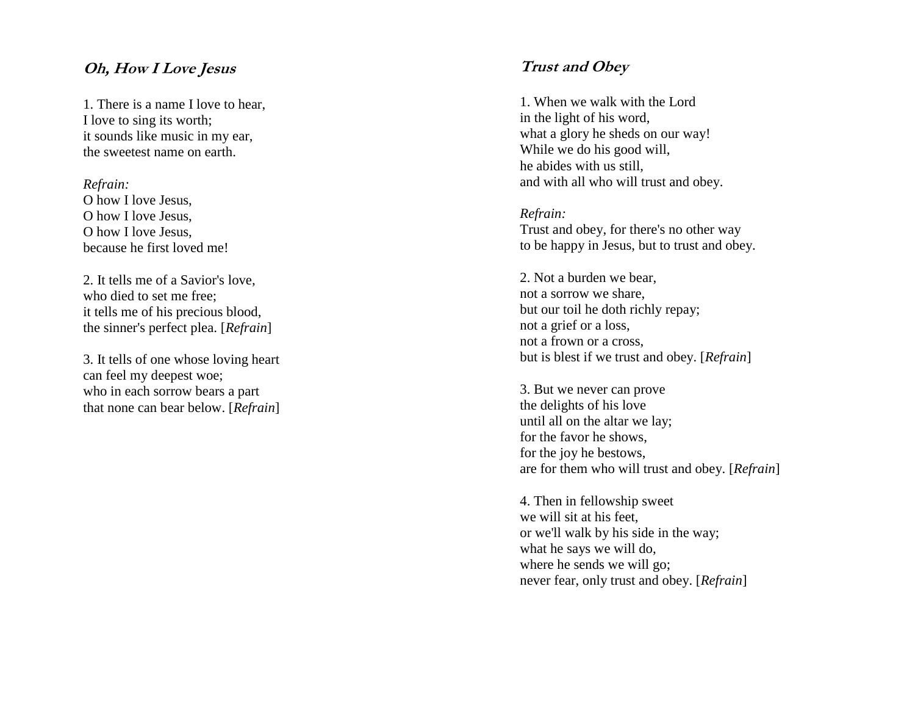### *Oh, How I Love Jesus*

1. There is a name I love to hear,
I love to sing its worth;
it sounds like music in my ear,
the sweetest name on earth.

*Refrain:*
O how I love Jesus,
O how I love Jesus,
O how I love Jesus,
because he first loved me!

2. It tells me of a Savior's love,
who died to set me free;
it tells me of his precious blood,
the sinner's perfect plea. [*Refrain*]

3. It tells of one whose loving heart
can feel my deepest woe;
who in each sorrow bears a part
that none can bear below. [*Refrain*]

### *Trust and Obey*

1. When we walk with the Lord
in the light of his word,
what a glory he sheds on our way!
While we do his good will,
he abides with us still,
and with all who will trust and obey.

*Refrain:*
Trust and obey, for there's no other way
to be happy in Jesus, but to trust and obey.

2. Not a burden we bear,
not a sorrow we share,
but our toil he doth richly repay;
not a grief or a loss,
not a frown or a cross,
but is blest if we trust and obey. [*Refrain*]

3. But we never can prove
the delights of his love
until all on the altar we lay;
for the favor he shows,
for the joy he bestows,
are for them who will trust and obey. [*Refrain*]

4. Then in fellowship sweet
we will sit at his feet,
or we'll walk by his side in the way;
what he says we will do,
where he sends we will go;
never fear, only trust and obey. [*Refrain*]